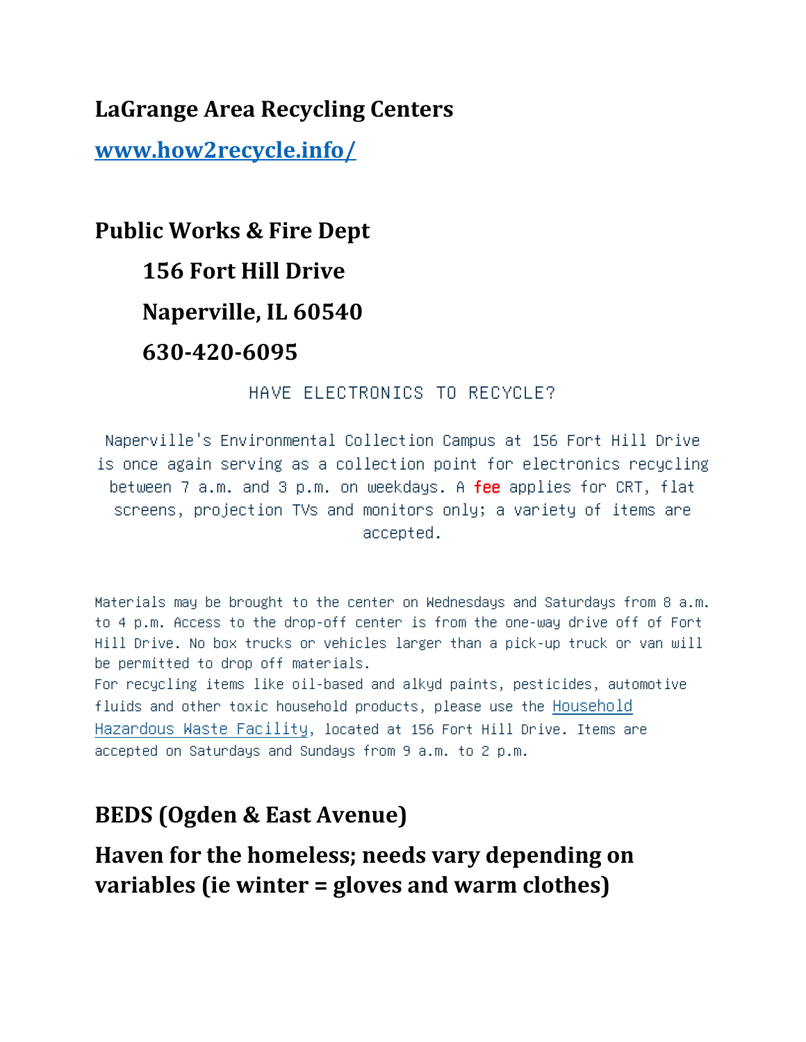# LaGrange Area Recycling Centers

[www.how2recycle.info/](http://www.how2recycle.info/)

## Public Works & Fire Dept

**156 Fort Hill Drive**

**Naperville, IL 60540**

**630-420-6095**

HAVE ELECTRONICS TO RECYCLE?

Naperville's Environmental Collection Campus at 156 Fort Hill Drive is once again serving as a collection point for electronics recycling between 7 a.m. and 3 p.m. on weekdays. A fee applies for CRT, flat screens, projection TVs and monitors only; a variety of items are accepted.

Materials may be brought to the center on Wednesdays and Saturdays from 8 a.m. to 4 p.m. Access to the drop-off center is from the one-way drive off of Fort Hill Drive. No box trucks or vehicles larger than a pick-up truck or van will be permitted to drop off materials.

For recycling items like oil-based and alkyd paints, pesticides, automotive fluids and other toxic household products, please use the Household Hazardous Waste Facility, located at 156 Fort Hill Drive. Items are accepted on Saturdays and Sundays from 9 a.m. to 2 p.m.

## BEDS (Ogden & East Avenue)

## Haven for the homeless; needs vary depending on variables (ie winter = gloves and warm clothes)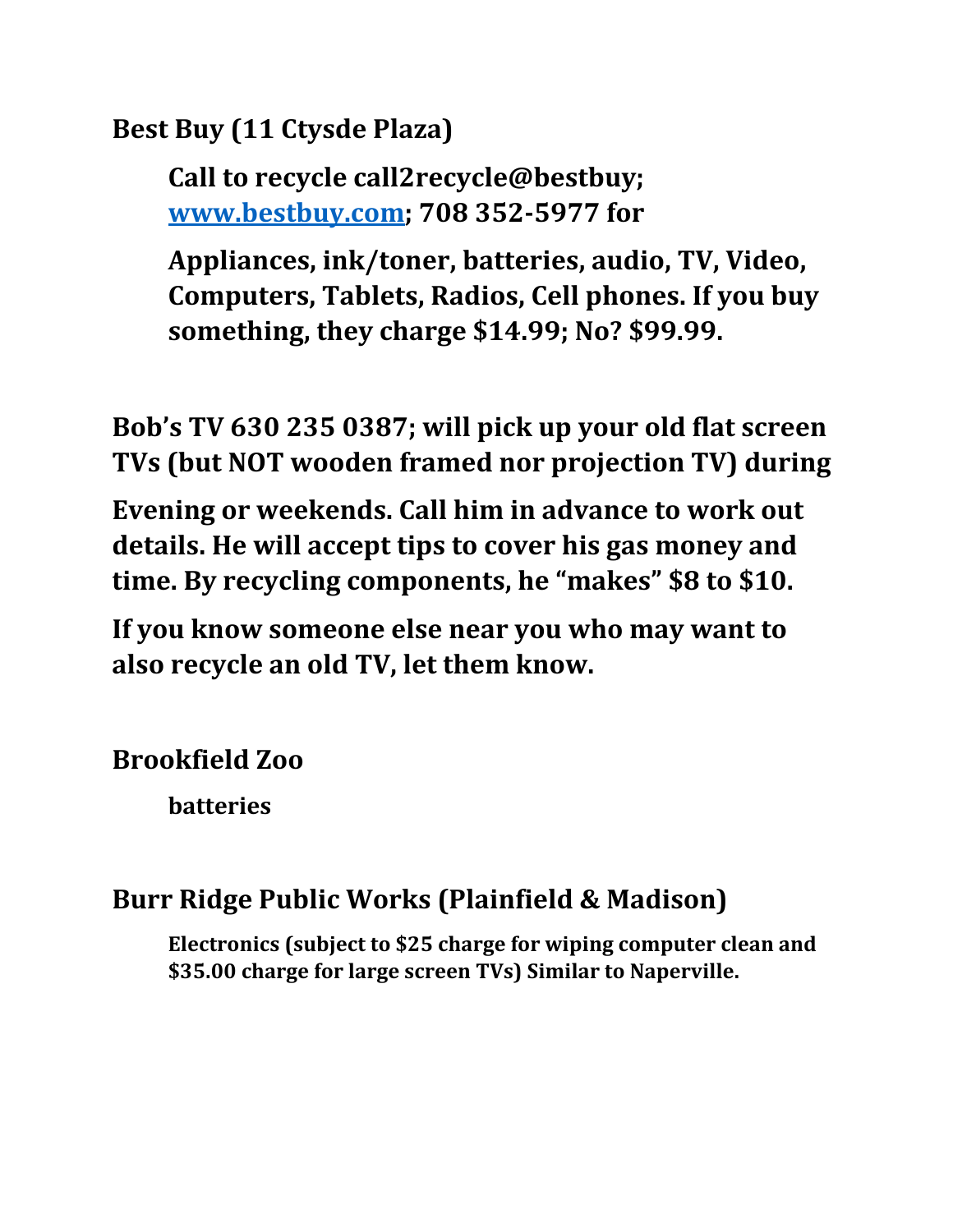**Best Buy (11 Ctysde Plaza)**

> **Call to recycle call2recycle@bestbuy; [www.bestbuy.com](http://www.bestbuy.com); 708 352-5977 for**
>
> **Appliances, ink/toner, batteries, audio, TV, Video, Computers, Tablets, Radios, Cell phones. If you buy something, they charge $14.99; No? $99.99.**

**Bob's TV 630 235 0387; will pick up your old flat screen TVs (but NOT wooden framed nor projection TV) during**

**Evening or weekends. Call him in advance to work out details. He will accept tips to cover his gas money and time. By recycling components, he "makes" $8 to $10.**

**If you know someone else near you who may want to also recycle an old TV, let them know.**

**Brookfield Zoo**

> **batteries**

**Burr Ridge Public Works (Plainfield & Madison)**

> **Electronics (subject to $25 charge for wiping computer clean and $35.00 charge for large screen TVs) Similar to Naperville.**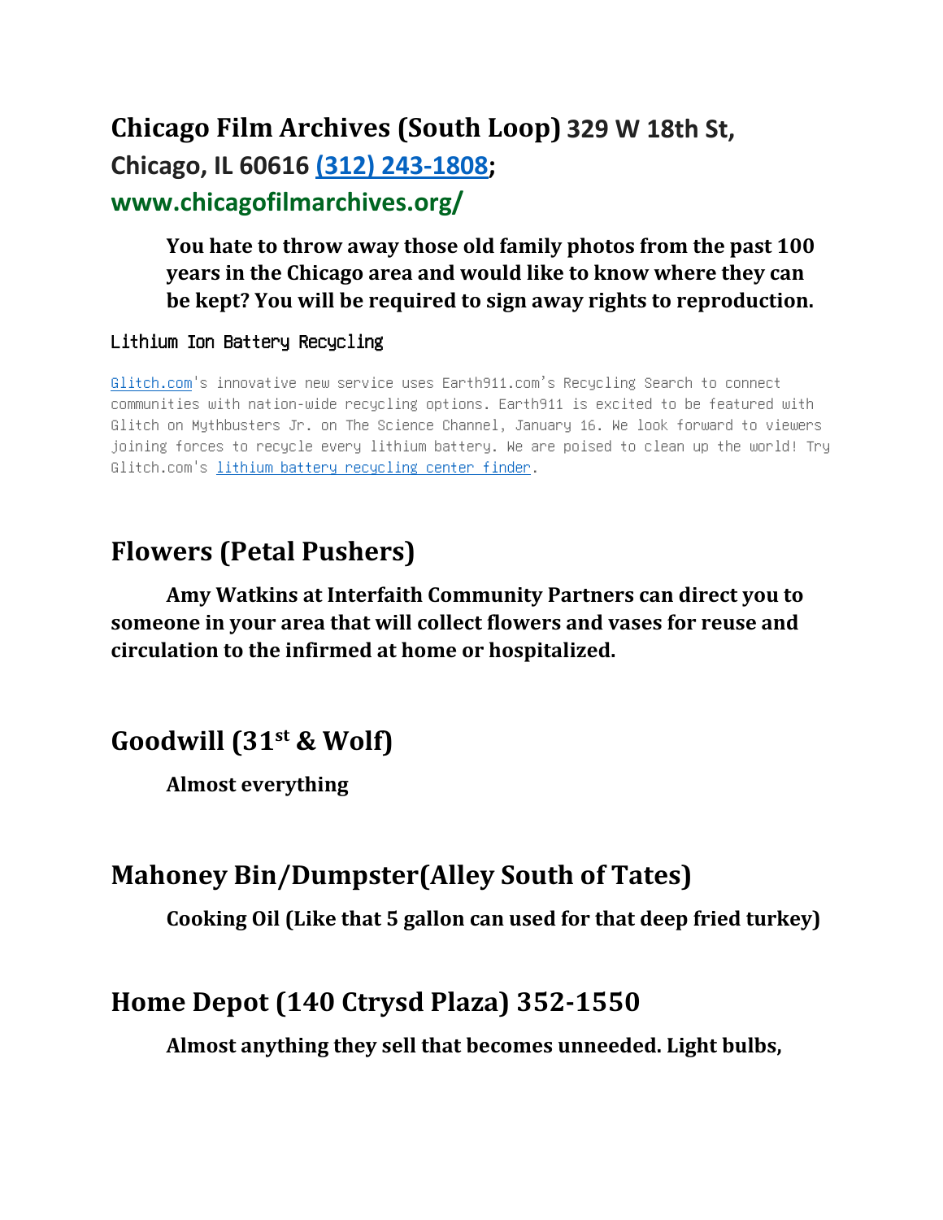## Chicago Film Archives (South Loop) 329 W 18th St, Chicago, IL 60616 [(312) 243-1808](tel:3122431808); www.chicagofilmarchives.org/

**You hate to throw away those old family photos from the past 100 years in the Chicago area and would like to know where they can be kept? You will be required to sign away rights to reproduction.**

Lithium Ion Battery Recycling

[Glitch.com](Glitch.com)'s innovative new service uses Earth911.com's Recycling Search to connect communities with nation-wide recycling options. Earth911 is excited to be featured with Glitch on Mythbusters Jr. on The Science Channel, January 16. We look forward to viewers joining forces to recycle every lithium battery. We are poised to clean up the world! Try Glitch.com's [lithium battery recycling center finder](lithium battery recycling center finder).

## Flowers (Petal Pushers)

**Amy Watkins at Interfaith Community Partners can direct you to someone in your area that will collect flowers and vases for reuse and circulation to the infirmed at home or hospitalized.**

## Goodwill (31st & Wolf)

**Almost everything**

## Mahoney Bin/Dumpster(Alley South of Tates)

**Cooking Oil (Like that 5 gallon can used for that deep fried turkey)**

## Home Depot (140 Ctrysd Plaza) 352-1550

**Almost anything they sell that becomes unneeded. Light bulbs,**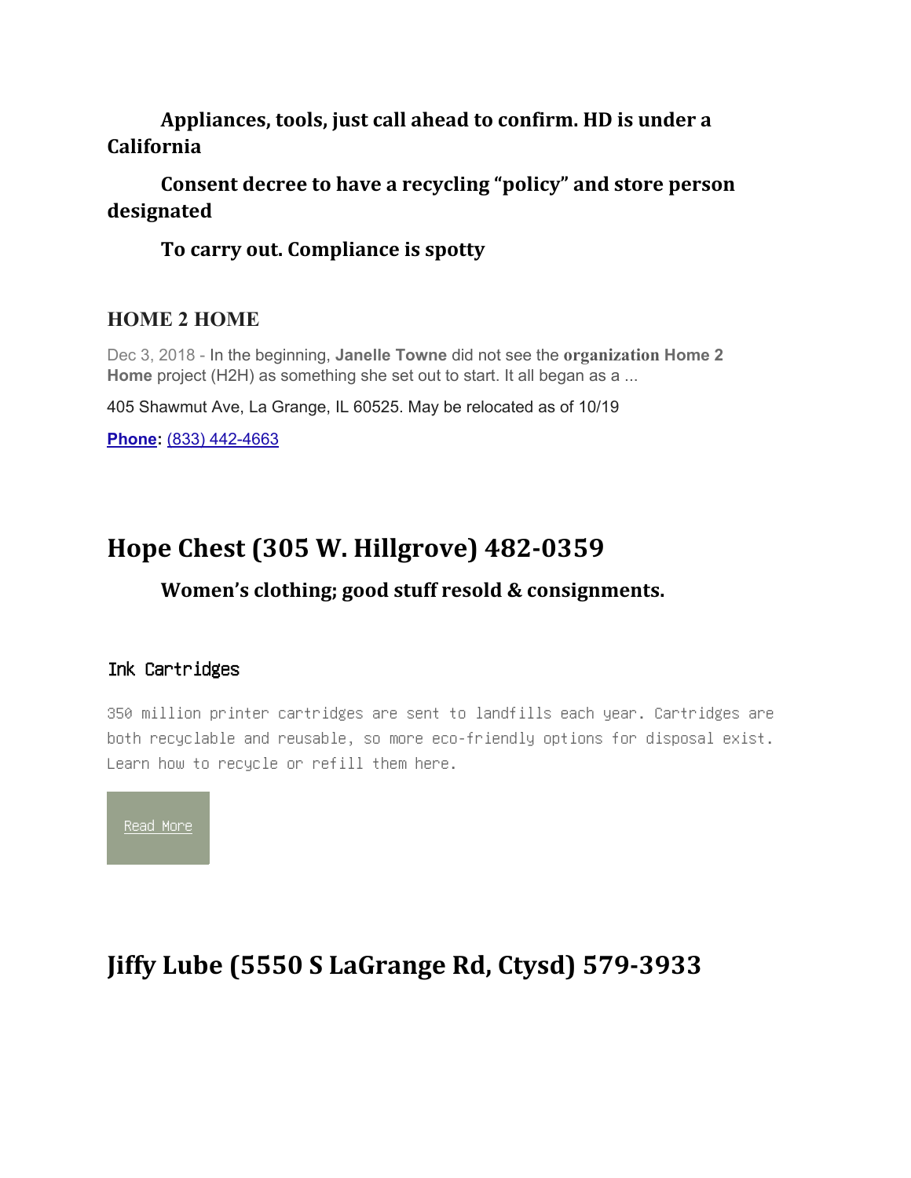**Appliances, tools, just call ahead to confirm. HD is under a California**

**Consent decree to have a recycling "policy" and store person designated**

**To carry out. Compliance is spotty**

### HOME 2 HOME

Dec 3, 2018 - In the beginning, **Janelle Towne** did not see the **organization Home 2 Home** project (H2H) as something she set out to start. It all began as a ...

405 Shawmut Ave, La Grange, IL 60525. May be relocated as of 10/19

**Phone**: (833) 442-4663

## Hope Chest (305 W. Hillgrove) 482-0359

**Women's clothing; good stuff resold & consignments.**

### Ink Cartridges

350 million printer cartridges are sent to landfills each year. Cartridges are both recyclable and reusable, so more eco-friendly options for disposal exist. Learn how to recycle or refill them here.

Read More

## Jiffy Lube (5550 S LaGrange Rd, Ctysd) 579-3933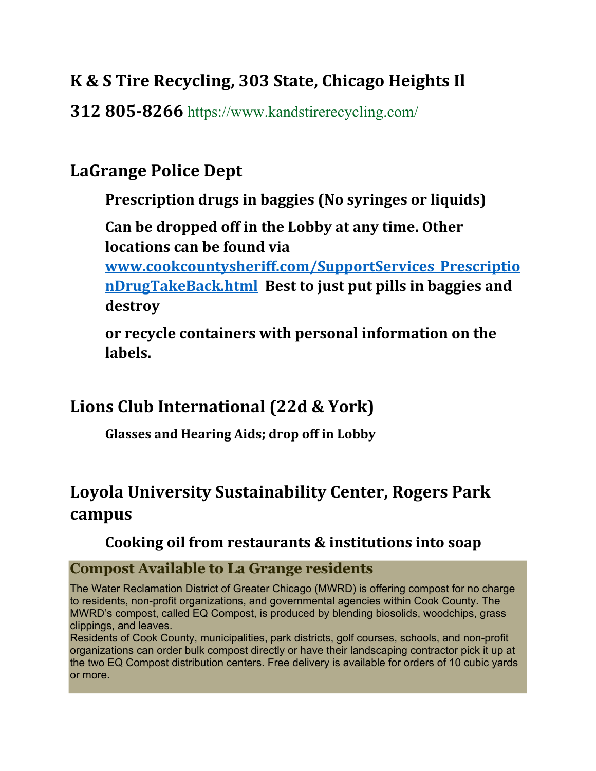## K & S Tire Recycling, 303 State, Chicago Heights Il

**312 805-8266** https://www.kandstirerecycling.com/

## LaGrange Police Dept

**Prescription drugs in baggies (No syringes or liquids)**

**Can be dropped off in the Lobby at any time. Other locations can be found via [www.cookcountysheriff.com/SupportServices_PrescriptionDrugTakeBack.html](www.cookcountysheriff.com/SupportServices_PrescriptionDrugTakeBack.html) Best to just put pills in baggies and destroy**

**or recycle containers with personal information on the labels.**

## Lions Club International (22d & York)

**Glasses and Hearing Aids; drop off in Lobby**

## Loyola University Sustainability Center, Rogers Park campus

**Cooking oil from restaurants & institutions into soap**

### Compost Available to La Grange residents

The Water Reclamation District of Greater Chicago (MWRD) is offering compost for no charge to residents, non-profit organizations, and governmental agencies within Cook County. The MWRD's compost, called EQ Compost, is produced by blending biosolids, woodchips, grass clippings, and leaves.

Residents of Cook County, municipalities, park districts, golf courses, schools, and non-profit organizations can order bulk compost directly or have their landscaping contractor pick it up at the two EQ Compost distribution centers. Free delivery is available for orders of 10 cubic yards or more.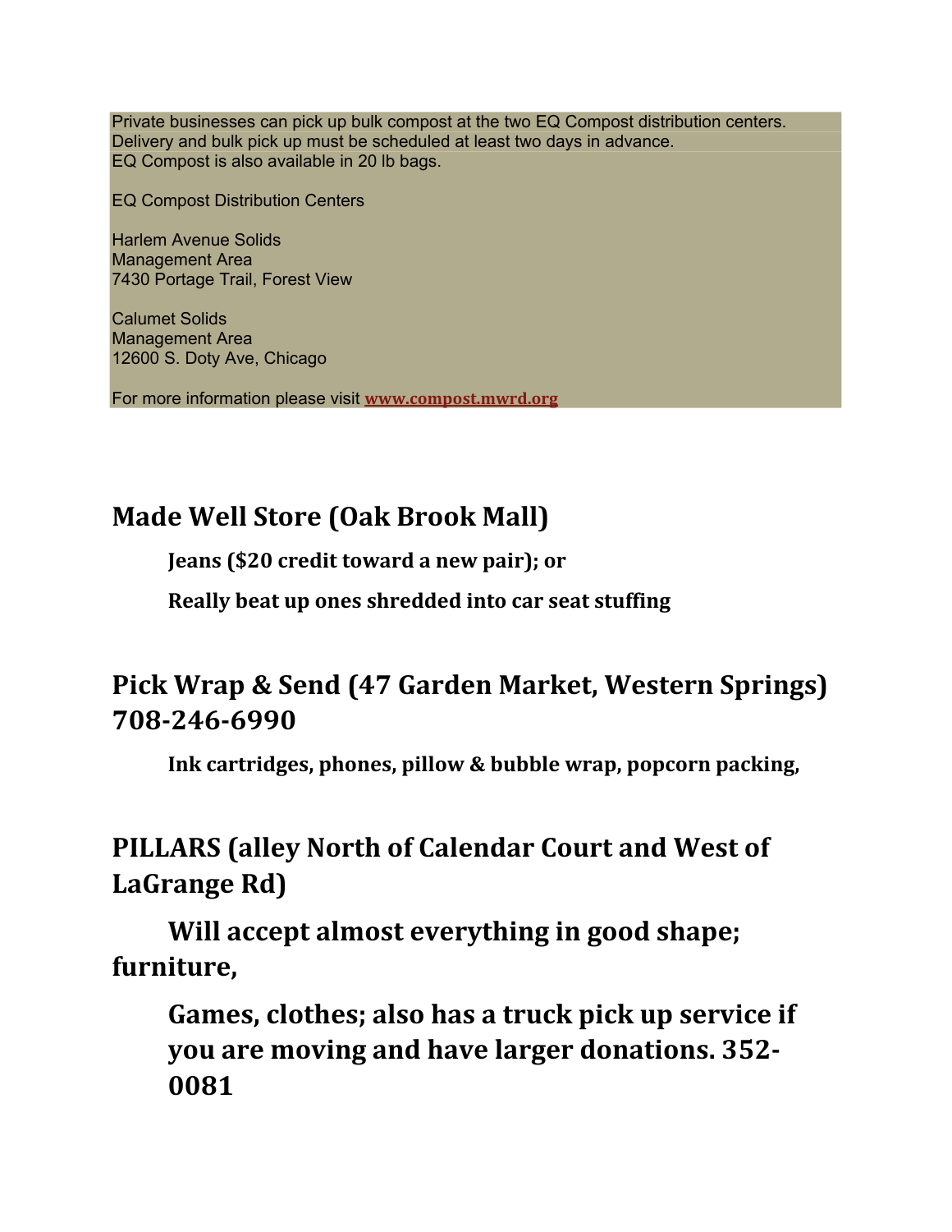Private businesses can pick up bulk compost at the two EQ Compost distribution centers.
Delivery and bulk pick up must be scheduled at least two days in advance.
EQ Compost is also available in 20 lb bags.

EQ Compost Distribution Centers

Harlem Avenue Solids
Management Area
7430 Portage Trail, Forest View

Calumet Solids
Management Area
12600 S. Doty Ave, Chicago

For more information please visit [www.compost.mwrd.org](http://www.compost.mwrd.org)

## Made Well Store (Oak Brook Mall)

**Jeans ($20 credit toward a new pair); or**

**Really beat up ones shredded into car seat stuffing**

## Pick Wrap & Send (47 Garden Market, Western Springs) 708-246-6990

**Ink cartridges, phones, pillow & bubble wrap, popcorn packing,**

## PILLARS (alley North of Calendar Court and West of LaGrange Rd)

**Will accept almost everything in good shape; furniture,**

**Games, clothes; also has a truck pick up service if you are moving and have larger donations. 352-0081**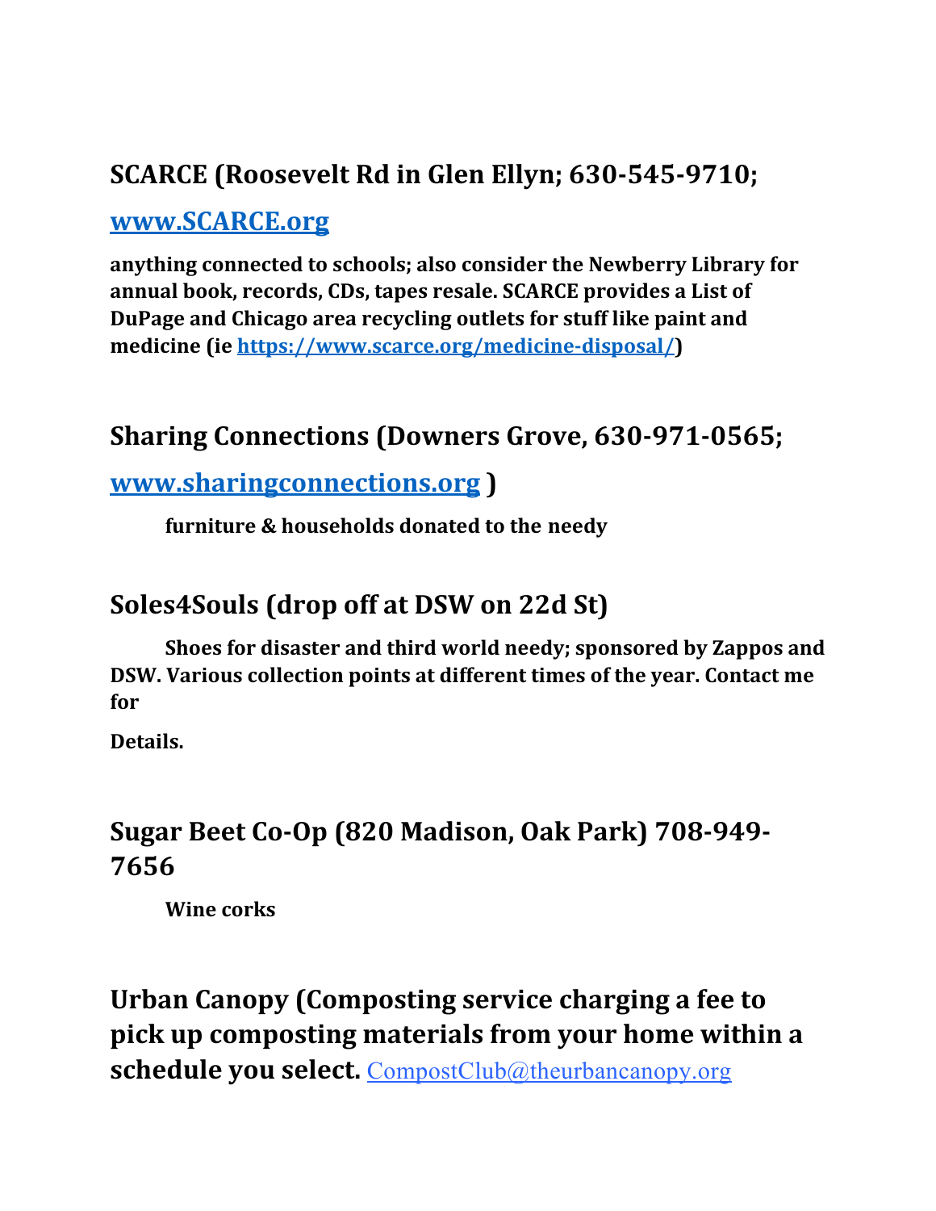## SCARCE (Roosevelt Rd in Glen Ellyn; 630-545-9710; [www.SCARCE.org](http://www.SCARCE.org)

**anything connected to schools; also consider the Newberry Library for annual book, records, CDs, tapes resale. SCARCE provides a List of DuPage and Chicago area recycling outlets for stuff like paint and medicine (ie [https://www.scarce.org/medicine-disposal/](https://www.scarce.org/medicine-disposal/))**

## Sharing Connections (Downers Grove, 630-971-0565; [www.sharingconnections.org](http://www.sharingconnections.org) )

**furniture & households donated to the needy**

## Soles4Souls (drop off at DSW on 22d St)

**Shoes for disaster and third world needy; sponsored by Zappos and DSW. Various collection points at different times of the year. Contact me for**

**Details.**

## Sugar Beet Co-Op (820 Madison, Oak Park) 708-949-7656

**Wine corks**

## Urban Canopy (Composting service charging a fee to pick up composting materials from your home within a schedule you select. [CompostClub@theurbancanopy.org](mailto:CompostClub@theurbancanopy.org)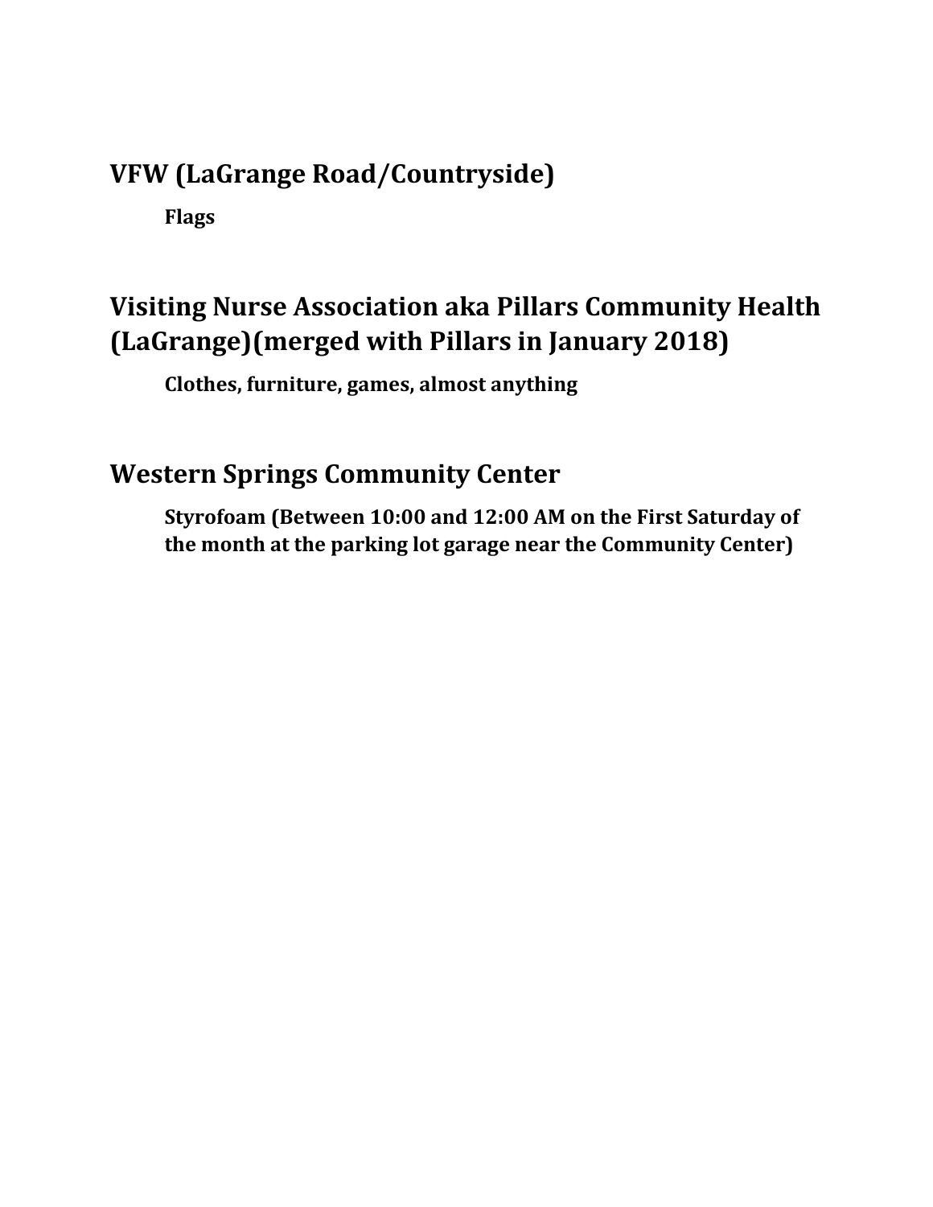## VFW (LaGrange Road/Countryside)

**Flags**

## Visiting Nurse Association aka Pillars Community Health (LaGrange)(merged with Pillars in January 2018)

**Clothes, furniture, games, almost anything**

## Western Springs Community Center

**Styrofoam (Between 10:00 and 12:00 AM on the First Saturday of the month at the parking lot garage near the Community Center)**